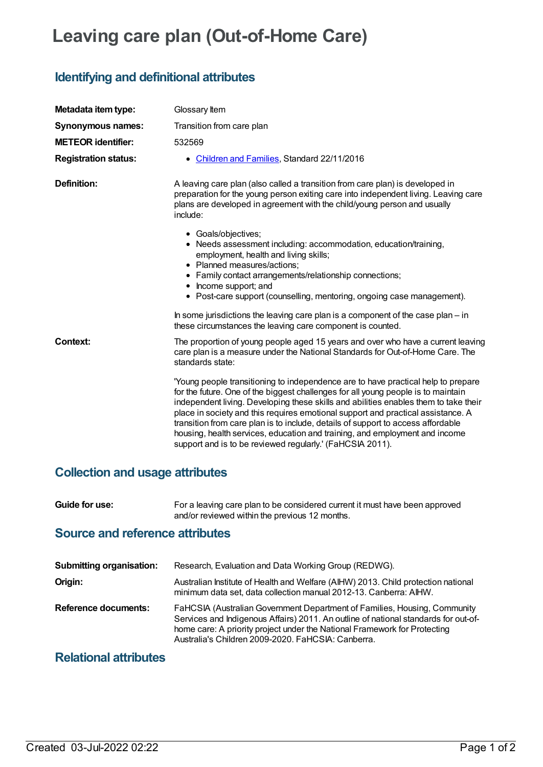# Leaving care plan (Out-of-Home Care)

## Identifying and definitional attributes

| | |
|---|---|
| **Metadata item type:** | Glossary Item |
| **Synonymous names:** | Transition from care plan |
| **METEOR identifier:** | 532569 |
| **Registration status:** | • Children and Families, Standard 22/11/2016 |

**Definition:**

A leaving care plan (also called a transition from care plan) is developed in preparation for the young person exiting care into independent living. Leaving care plans are developed in agreement with the child/young person and usually include:

- Goals/objectives;
- Needs assessment including: accommodation, education/training, employment, health and living skills;
- Planned measures/actions;
- Family contact arrangements/relationship connections;
- Income support; and
- Post-care support (counselling, mentoring, ongoing case management).

In some jurisdictions the leaving care plan is a component of the case plan – in these circumstances the leaving care component is counted.

**Context:**

The proportion of young people aged 15 years and over who have a current leaving care plan is a measure under the National Standards for Out-of-Home Care. The standards state:

'Young people transitioning to independence are to have practical help to prepare for the future. One of the biggest challenges for all young people is to maintain independent living. Developing these skills and abilities enables them to take their place in society and this requires emotional support and practical assistance. A transition from care plan is to include, details of support to access affordable housing, health services, education and training, and employment and income support and is to be reviewed regularly.' (FaHCSIA 2011).

## Collection and usage attributes

**Guide for use:**

For a leaving care plan to be considered current it must have been approved and/or reviewed within the previous 12 months.

## Source and reference attributes

**Submitting organisation:** Research, Evaluation and Data Working Group (REDWG).

**Origin:** Australian Institute of Health and Welfare (AIHW) 2013. Child protection national minimum data set, data collection manual 2012-13. Canberra: AIHW.

**Reference documents:** FaHCSIA (Australian Government Department of Families, Housing, Community Services and Indigenous Affairs) 2011. An outline of national standards for out-of-home care: A priority project under the National Framework for Protecting Australia's Children 2009-2020. FaHCSIA: Canberra.

## Relational attributes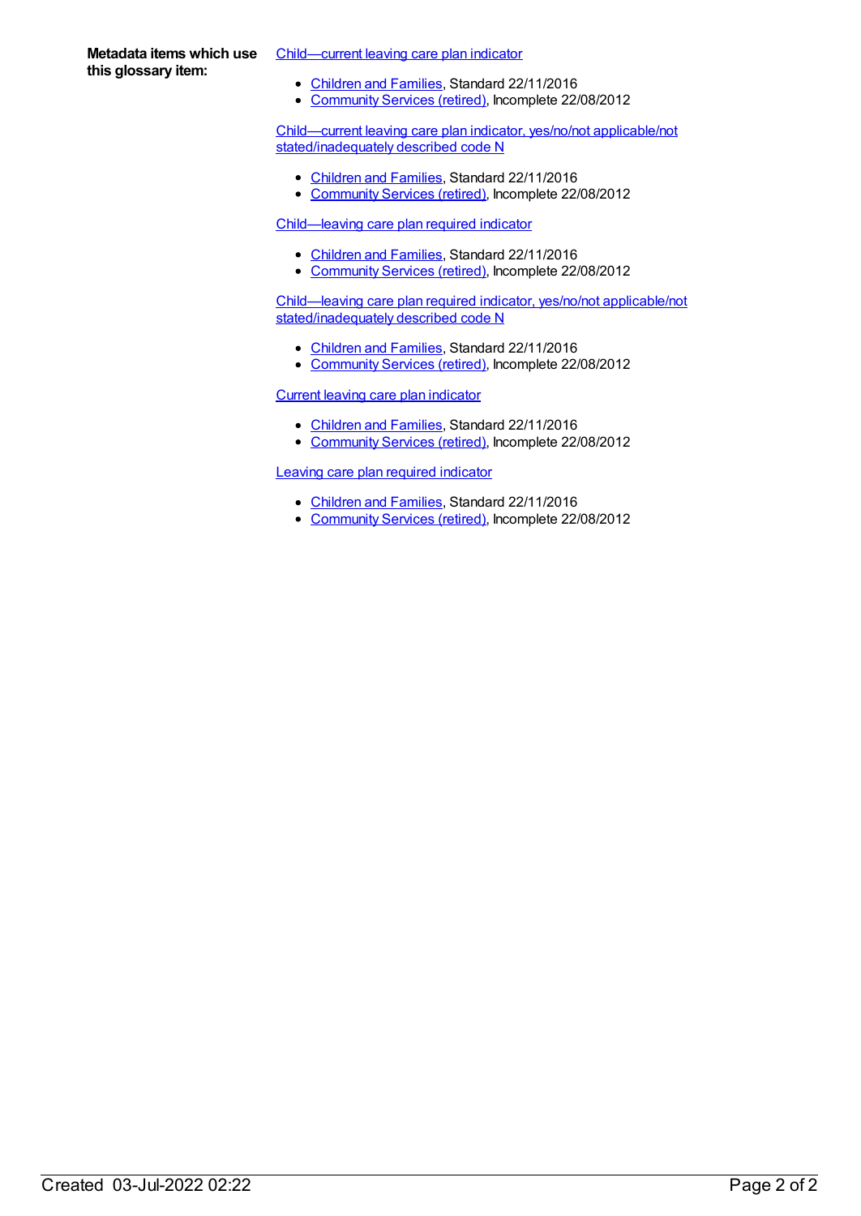**Metadata items which use this glossary item:**

Child—current leaving care plan indicator

- Children and Families, Standard 22/11/2016
- Community Services (retired), Incomplete 22/08/2012

Child—current leaving care plan indicator, yes/no/not applicable/not stated/inadequately described code N

- Children and Families, Standard 22/11/2016
- Community Services (retired), Incomplete 22/08/2012

Child—leaving care plan required indicator

- Children and Families, Standard 22/11/2016
- Community Services (retired), Incomplete 22/08/2012

Child—leaving care plan required indicator, yes/no/not applicable/not stated/inadequately described code N

- Children and Families, Standard 22/11/2016
- Community Services (retired), Incomplete 22/08/2012

Current leaving care plan indicator

- Children and Families, Standard 22/11/2016
- Community Services (retired), Incomplete 22/08/2012

Leaving care plan required indicator

- Children and Families, Standard 22/11/2016
- Community Services (retired), Incomplete 22/08/2012